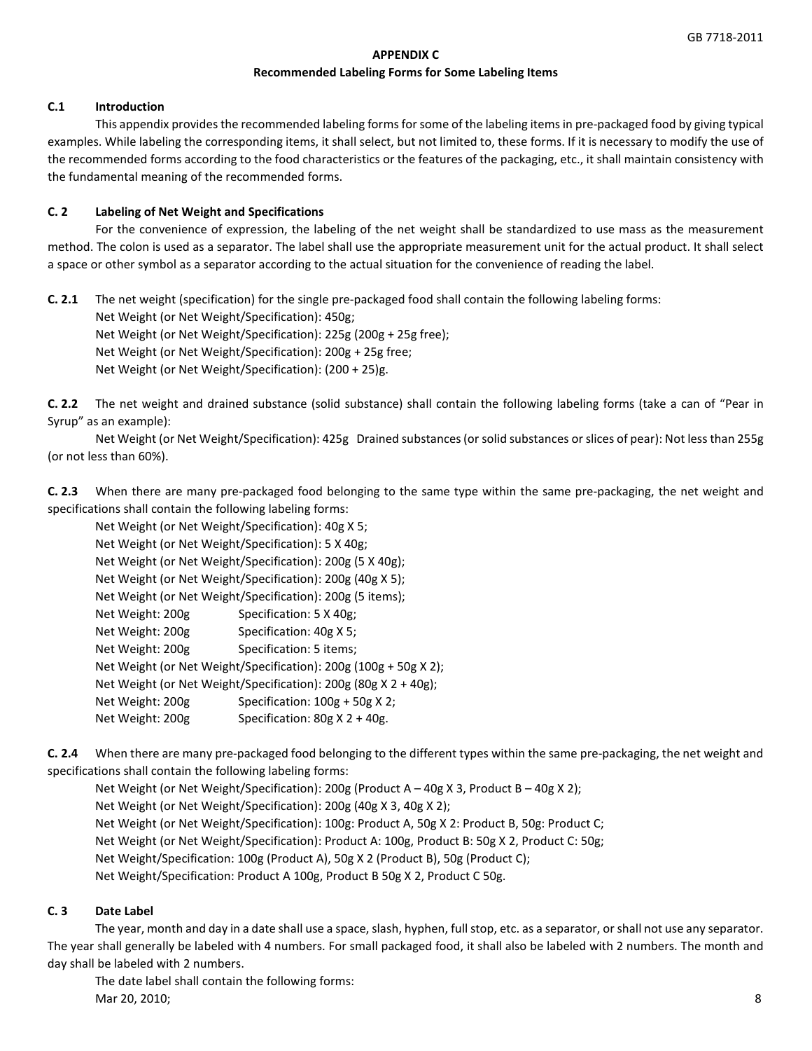## APPENDIX C

### Recommended Labeling Forms for Some Labeling Items

### C.1 Introduction

This appendix provides the recommended labeling forms for some of the labeling items in pre-packaged food by giving typical examples. While labeling the corresponding items, it shall select, but not limited to, these forms. If it is necessary to modify the use of the recommended forms according to the food characteristics or the features of the packaging, etc., it shall maintain consistency with the fundamental meaning of the recommended forms.

### C. 2 Labeling of Net Weight and Specifications

For the convenience of expression, the labeling of the net weight shall be standardized to use mass as the measurement method. The colon is used as a separator. The label shall use the appropriate measurement unit for the actual product. It shall select a space or other symbol as a separator according to the actual situation for the convenience of reading the label.

**C. 2.1** The net weight (specification) for the single pre-packaged food shall contain the following labeling forms:

Net Weight (or Net Weight/Specification): 450g;
Net Weight (or Net Weight/Specification): 225g (200g + 25g free);
Net Weight (or Net Weight/Specification): 200g + 25g free;
Net Weight (or Net Weight/Specification): (200 + 25)g.

**C. 2.2** The net weight and drained substance (solid substance) shall contain the following labeling forms (take a can of "Pear in Syrup" as an example):

Net Weight (or Net Weight/Specification): 425g Drained substances (or solid substances or slices of pear): Not less than 255g (or not less than 60%).

**C. 2.3** When there are many pre-packaged food belonging to the same type within the same pre-packaging, the net weight and specifications shall contain the following labeling forms:

Net Weight (or Net Weight/Specification): 40g X 5;
Net Weight (or Net Weight/Specification): 5 X 40g;
Net Weight (or Net Weight/Specification): 200g (5 X 40g);
Net Weight (or Net Weight/Specification): 200g (40g X 5);
Net Weight (or Net Weight/Specification): 200g (5 items);
Net Weight: 200g Specification: 5 X 40g;
Net Weight: 200g Specification: 40g X 5;
Net Weight: 200g Specification: 5 items;
Net Weight (or Net Weight/Specification): 200g (100g + 50g X 2);
Net Weight (or Net Weight/Specification): 200g (80g X 2 + 40g);
Net Weight: 200g Specification: 100g + 50g X 2;
Net Weight: 200g Specification: 80g X 2 + 40g.

**C. 2.4** When there are many pre-packaged food belonging to the different types within the same pre-packaging, the net weight and specifications shall contain the following labeling forms:

Net Weight (or Net Weight/Specification): 200g (Product A – 40g X 3, Product B – 40g X 2);
Net Weight (or Net Weight/Specification): 200g (40g X 3, 40g X 2);
Net Weight (or Net Weight/Specification): 100g: Product A, 50g X 2: Product B, 50g: Product C;
Net Weight (or Net Weight/Specification): Product A: 100g, Product B: 50g X 2, Product C: 50g;
Net Weight/Specification: 100g (Product A), 50g X 2 (Product B), 50g (Product C);
Net Weight/Specification: Product A 100g, Product B 50g X 2, Product C 50g.

### C. 3 Date Label

The year, month and day in a date shall use a space, slash, hyphen, full stop, etc. as a separator, or shall not use any separator. The year shall generally be labeled with 4 numbers. For small packaged food, it shall also be labeled with 2 numbers. The month and day shall be labeled with 2 numbers.

The date label shall contain the following forms:

Mar 20, 2010;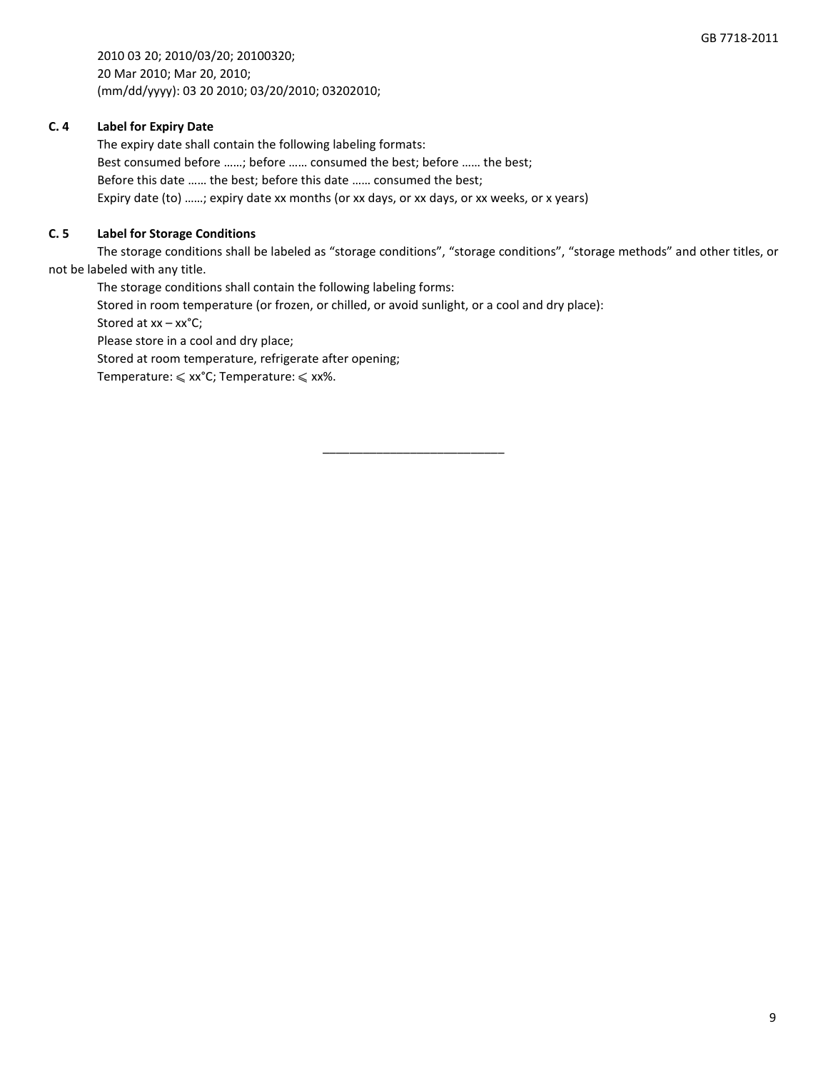2010 03 20; 2010/03/20; 20100320;
20 Mar 2010; Mar 20, 2010;
(mm/dd/yyyy): 03 20 2010; 03/20/2010; 03202010;

**C. 4 Label for Expiry Date**

The expiry date shall contain the following labeling formats:
Best consumed before ……; before …… consumed the best; before …… the best;
Before this date …… the best; before this date …… consumed the best;
Expiry date (to) ……; expiry date xx months (or xx days, or xx days, or xx weeks, or x years)

**C. 5 Label for Storage Conditions**

The storage conditions shall be labeled as “storage conditions”, “storage conditions”, “storage methods” and other titles, or not be labeled with any title.

The storage conditions shall contain the following labeling forms:
Stored in room temperature (or frozen, or chilled, or avoid sunlight, or a cool and dry place):
Stored at xx – xx°C;
Please store in a cool and dry place;
Stored at room temperature, refrigerate after opening;
Temperature: ⩽ xx°C; Temperature: ⩽ xx%.

___________________________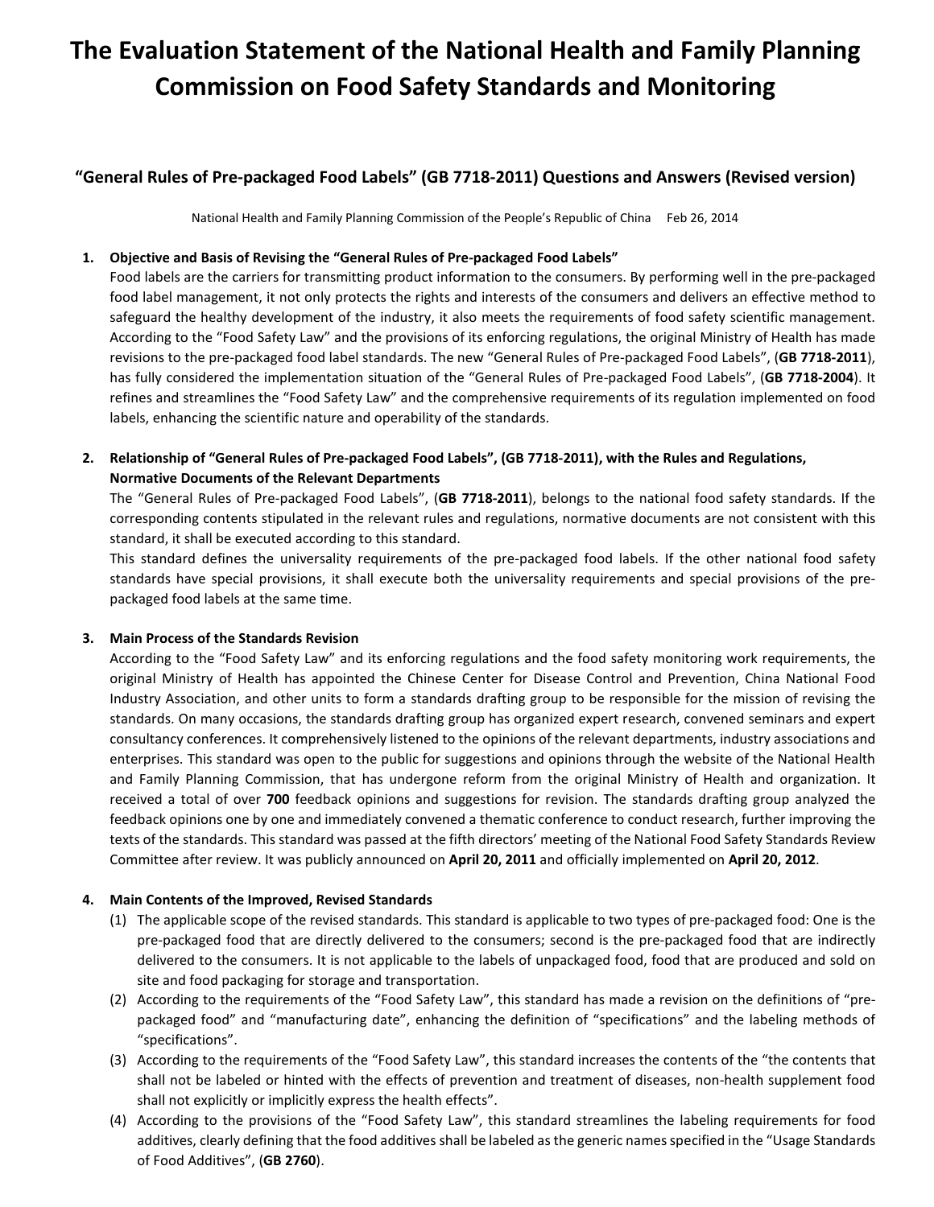# The Evaluation Statement of the National Health and Family Planning Commission on Food Safety Standards and Monitoring

## "General Rules of Pre-packaged Food Labels" (GB 7718-2011) Questions and Answers (Revised version)

National Health and Family Planning Commission of the People's Republic of China Feb 26, 2014

1. **Objective and Basis of Revising the "General Rules of Pre-packaged Food Labels"**
   Food labels are the carriers for transmitting product information to the consumers. By performing well in the pre-packaged food label management, it not only protects the rights and interests of the consumers and delivers an effective method to safeguard the healthy development of the industry, it also meets the requirements of food safety scientific management. According to the "Food Safety Law" and the provisions of its enforcing regulations, the original Ministry of Health has made revisions to the pre-packaged food label standards. The new "General Rules of Pre-packaged Food Labels", (**GB 7718-2011**), has fully considered the implementation situation of the "General Rules of Pre-packaged Food Labels", (**GB 7718-2004**). It refines and streamlines the "Food Safety Law" and the comprehensive requirements of its regulation implemented on food labels, enhancing the scientific nature and operability of the standards.

2. **Relationship of "General Rules of Pre-packaged Food Labels", (GB 7718-2011), with the Rules and Regulations, Normative Documents of the Relevant Departments**
   The "General Rules of Pre-packaged Food Labels", (**GB 7718-2011**), belongs to the national food safety standards. If the corresponding contents stipulated in the relevant rules and regulations, normative documents are not consistent with this standard, it shall be executed according to this standard.
   This standard defines the universality requirements of the pre-packaged food labels. If the other national food safety standards have special provisions, it shall execute both the universality requirements and special provisions of the pre-packaged food labels at the same time.

3. **Main Process of the Standards Revision**
   According to the "Food Safety Law" and its enforcing regulations and the food safety monitoring work requirements, the original Ministry of Health has appointed the Chinese Center for Disease Control and Prevention, China National Food Industry Association, and other units to form a standards drafting group to be responsible for the mission of revising the standards. On many occasions, the standards drafting group has organized expert research, convened seminars and expert consultancy conferences. It comprehensively listened to the opinions of the relevant departments, industry associations and enterprises. This standard was open to the public for suggestions and opinions through the website of the National Health and Family Planning Commission, that has undergone reform from the original Ministry of Health and organization. It received a total of over **700** feedback opinions and suggestions for revision. The standards drafting group analyzed the feedback opinions one by one and immediately convened a thematic conference to conduct research, further improving the texts of the standards. This standard was passed at the fifth directors' meeting of the National Food Safety Standards Review Committee after review. It was publicly announced on **April 20, 2011** and officially implemented on **April 20, 2012**.

4. **Main Contents of the Improved, Revised Standards**
   (1) The applicable scope of the revised standards. This standard is applicable to two types of pre-packaged food: One is the pre-packaged food that are directly delivered to the consumers; second is the pre-packaged food that are indirectly delivered to the consumers. It is not applicable to the labels of unpackaged food, food that are produced and sold on site and food packaging for storage and transportation.
   (2) According to the requirements of the "Food Safety Law", this standard has made a revision on the definitions of "pre-packaged food" and "manufacturing date", enhancing the definition of "specifications" and the labeling methods of "specifications".
   (3) According to the requirements of the "Food Safety Law", this standard increases the contents of the "the contents that shall not be labeled or hinted with the effects of prevention and treatment of diseases, non-health supplement food shall not explicitly or implicitly express the health effects".
   (4) According to the provisions of the "Food Safety Law", this standard streamlines the labeling requirements for food additives, clearly defining that the food additives shall be labeled as the generic names specified in the "Usage Standards of Food Additives", (**GB 2760**).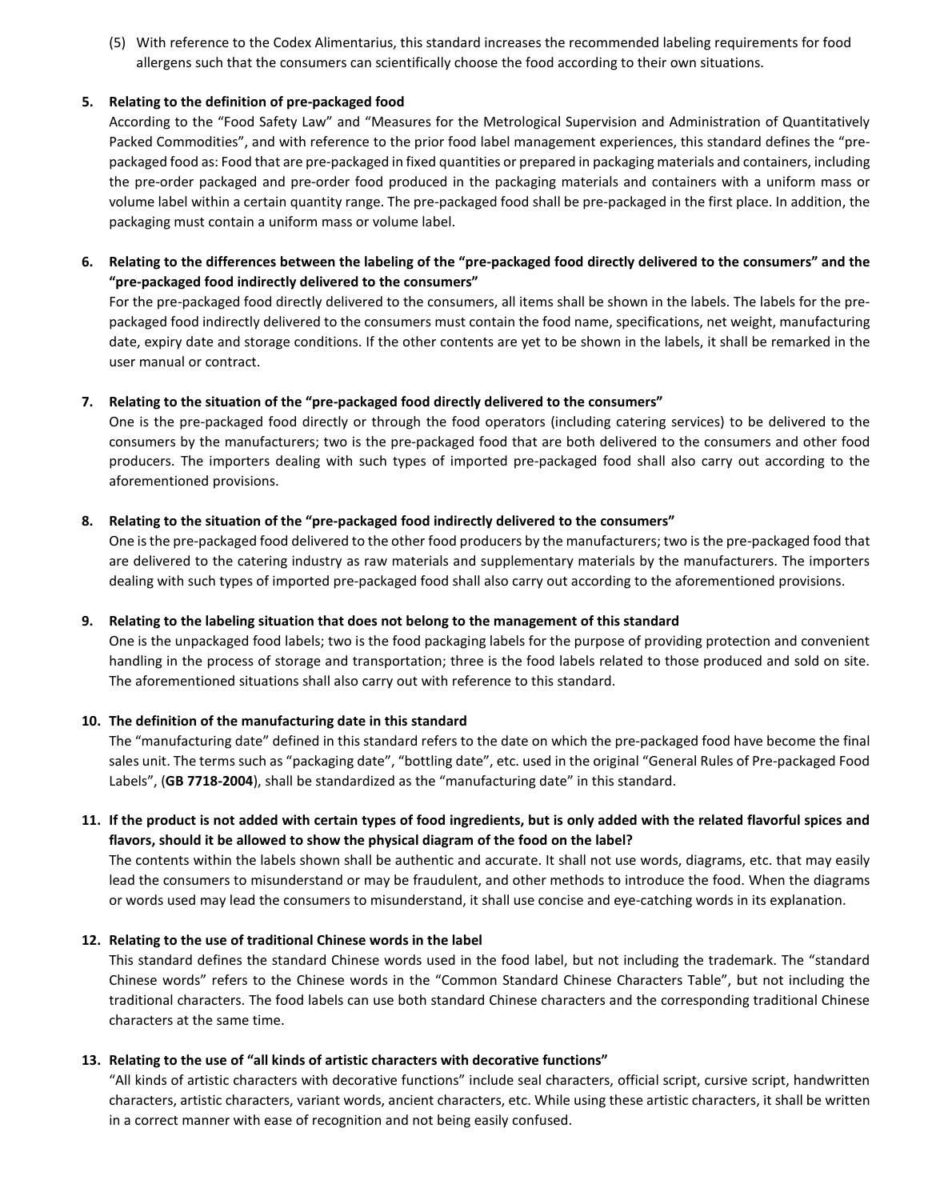(5) With reference to the Codex Alimentarius, this standard increases the recommended labeling requirements for food allergens such that the consumers can scientifically choose the food according to their own situations.

**5. Relating to the definition of pre-packaged food**

According to the "Food Safety Law" and "Measures for the Metrological Supervision and Administration of Quantitatively Packed Commodities", and with reference to the prior food label management experiences, this standard defines the "pre-packaged food as: Food that are pre-packaged in fixed quantities or prepared in packaging materials and containers, including the pre-order packaged and pre-order food produced in the packaging materials and containers with a uniform mass or volume label within a certain quantity range. The pre-packaged food shall be pre-packaged in the first place. In addition, the packaging must contain a uniform mass or volume label.

**6. Relating to the differences between the labeling of the "pre-packaged food directly delivered to the consumers" and the "pre-packaged food indirectly delivered to the consumers"**

For the pre-packaged food directly delivered to the consumers, all items shall be shown in the labels. The labels for the pre-packaged food indirectly delivered to the consumers must contain the food name, specifications, net weight, manufacturing date, expiry date and storage conditions. If the other contents are yet to be shown in the labels, it shall be remarked in the user manual or contract.

**7. Relating to the situation of the "pre-packaged food directly delivered to the consumers"**

One is the pre-packaged food directly or through the food operators (including catering services) to be delivered to the consumers by the manufacturers; two is the pre-packaged food that are both delivered to the consumers and other food producers. The importers dealing with such types of imported pre-packaged food shall also carry out according to the aforementioned provisions.

**8. Relating to the situation of the "pre-packaged food indirectly delivered to the consumers"**

One is the pre-packaged food delivered to the other food producers by the manufacturers; two is the pre-packaged food that are delivered to the catering industry as raw materials and supplementary materials by the manufacturers. The importers dealing with such types of imported pre-packaged food shall also carry out according to the aforementioned provisions.

**9. Relating to the labeling situation that does not belong to the management of this standard**

One is the unpackaged food labels; two is the food packaging labels for the purpose of providing protection and convenient handling in the process of storage and transportation; three is the food labels related to those produced and sold on site. The aforementioned situations shall also carry out with reference to this standard.

**10. The definition of the manufacturing date in this standard**

The "manufacturing date" defined in this standard refers to the date on which the pre-packaged food have become the final sales unit. The terms such as "packaging date", "bottling date", etc. used in the original "General Rules of Pre-packaged Food Labels", (**GB 7718-2004**), shall be standardized as the "manufacturing date" in this standard.

**11. If the product is not added with certain types of food ingredients, but is only added with the related flavorful spices and flavors, should it be allowed to show the physical diagram of the food on the label?**

The contents within the labels shown shall be authentic and accurate. It shall not use words, diagrams, etc. that may easily lead the consumers to misunderstand or may be fraudulent, and other methods to introduce the food. When the diagrams or words used may lead the consumers to misunderstand, it shall use concise and eye-catching words in its explanation.

**12. Relating to the use of traditional Chinese words in the label**

This standard defines the standard Chinese words used in the food label, but not including the trademark. The "standard Chinese words" refers to the Chinese words in the "Common Standard Chinese Characters Table", but not including the traditional characters. The food labels can use both standard Chinese characters and the corresponding traditional Chinese characters at the same time.

**13. Relating to the use of "all kinds of artistic characters with decorative functions"**

"All kinds of artistic characters with decorative functions" include seal characters, official script, cursive script, handwritten characters, artistic characters, variant words, ancient characters, etc. While using these artistic characters, it shall be written in a correct manner with ease of recognition and not being easily confused.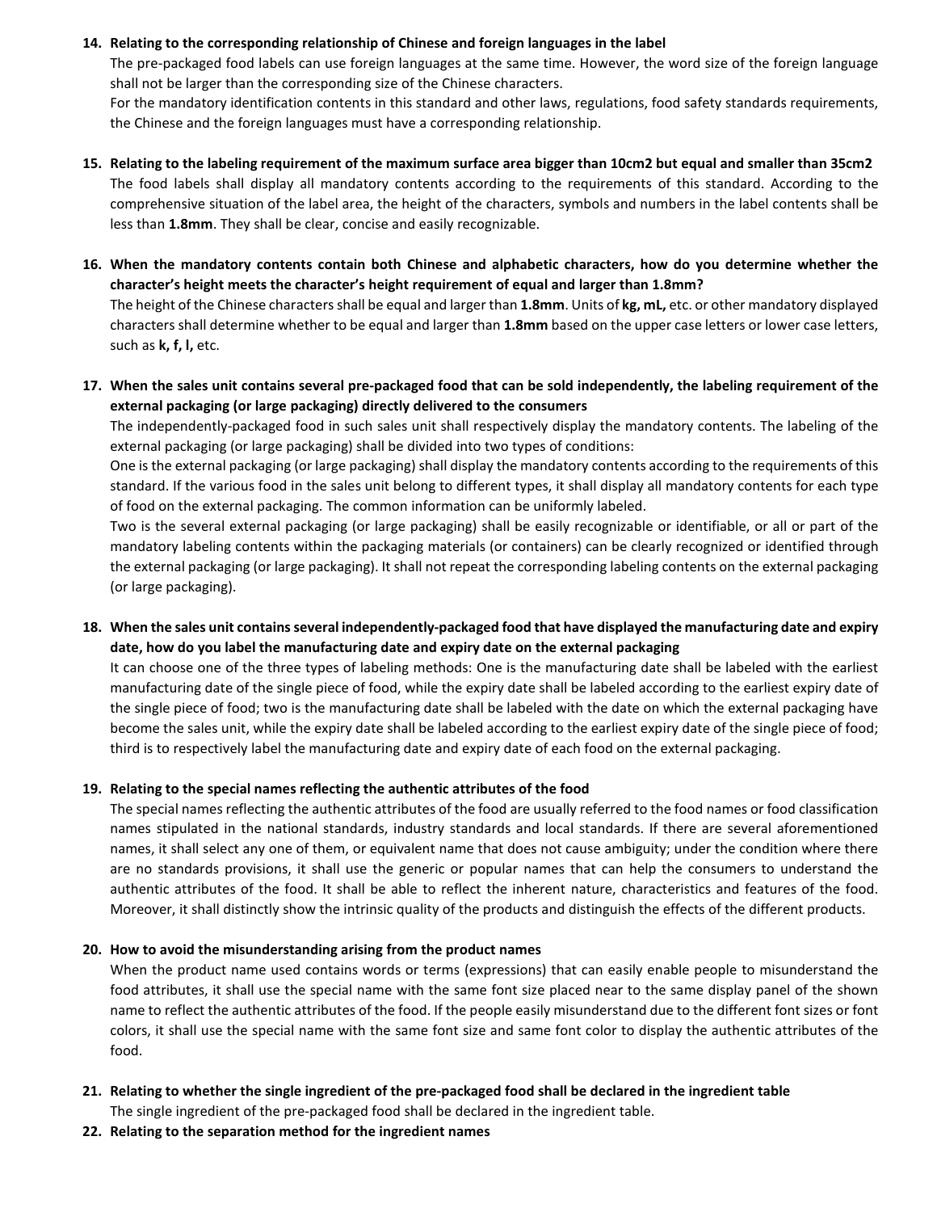14. **Relating to the corresponding relationship of Chinese and foreign languages in the label**
    The pre-packaged food labels can use foreign languages at the same time. However, the word size of the foreign language shall not be larger than the corresponding size of the Chinese characters.
    For the mandatory identification contents in this standard and other laws, regulations, food safety standards requirements, the Chinese and the foreign languages must have a corresponding relationship.

15. **Relating to the labeling requirement of the maximum surface area bigger than 10cm2 but equal and smaller than 35cm2**
    The food labels shall display all mandatory contents according to the requirements of this standard. According to the comprehensive situation of the label area, the height of the characters, symbols and numbers in the label contents shall be less than **1.8mm**. They shall be clear, concise and easily recognizable.

16. **When the mandatory contents contain both Chinese and alphabetic characters, how do you determine whether the character's height meets the character's height requirement of equal and larger than 1.8mm?**
    The height of the Chinese characters shall be equal and larger than **1.8mm**. Units of **kg, mL,** etc. or other mandatory displayed characters shall determine whether to be equal and larger than **1.8mm** based on the upper case letters or lower case letters, such as **k, f, l,** etc.

17. **When the sales unit contains several pre-packaged food that can be sold independently, the labeling requirement of the external packaging (or large packaging) directly delivered to the consumers**
    The independently-packaged food in such sales unit shall respectively display the mandatory contents. The labeling of the external packaging (or large packaging) shall be divided into two types of conditions:
    One is the external packaging (or large packaging) shall display the mandatory contents according to the requirements of this standard. If the various food in the sales unit belong to different types, it shall display all mandatory contents for each type of food on the external packaging. The common information can be uniformly labeled.
    Two is the several external packaging (or large packaging) shall be easily recognizable or identifiable, or all or part of the mandatory labeling contents within the packaging materials (or containers) can be clearly recognized or identified through the external packaging (or large packaging). It shall not repeat the corresponding labeling contents on the external packaging (or large packaging).

18. **When the sales unit contains several independently-packaged food that have displayed the manufacturing date and expiry date, how do you label the manufacturing date and expiry date on the external packaging**
    It can choose one of the three types of labeling methods: One is the manufacturing date shall be labeled with the earliest manufacturing date of the single piece of food, while the expiry date shall be labeled according to the earliest expiry date of the single piece of food; two is the manufacturing date shall be labeled with the date on which the external packaging have become the sales unit, while the expiry date shall be labeled according to the earliest expiry date of the single piece of food; third is to respectively label the manufacturing date and expiry date of each food on the external packaging.

19. **Relating to the special names reflecting the authentic attributes of the food**
    The special names reflecting the authentic attributes of the food are usually referred to the food names or food classification names stipulated in the national standards, industry standards and local standards. If there are several aforementioned names, it shall select any one of them, or equivalent name that does not cause ambiguity; under the condition where there are no standards provisions, it shall use the generic or popular names that can help the consumers to understand the authentic attributes of the food. It shall be able to reflect the inherent nature, characteristics and features of the food. Moreover, it shall distinctly show the intrinsic quality of the products and distinguish the effects of the different products.

20. **How to avoid the misunderstanding arising from the product names**
    When the product name used contains words or terms (expressions) that can easily enable people to misunderstand the food attributes, it shall use the special name with the same font size placed near to the same display panel of the shown name to reflect the authentic attributes of the food. If the people easily misunderstand due to the different font sizes or font colors, it shall use the special name with the same font size and same font color to display the authentic attributes of the food.

21. **Relating to whether the single ingredient of the pre-packaged food shall be declared in the ingredient table**
    The single ingredient of the pre-packaged food shall be declared in the ingredient table.

22. **Relating to the separation method for the ingredient names**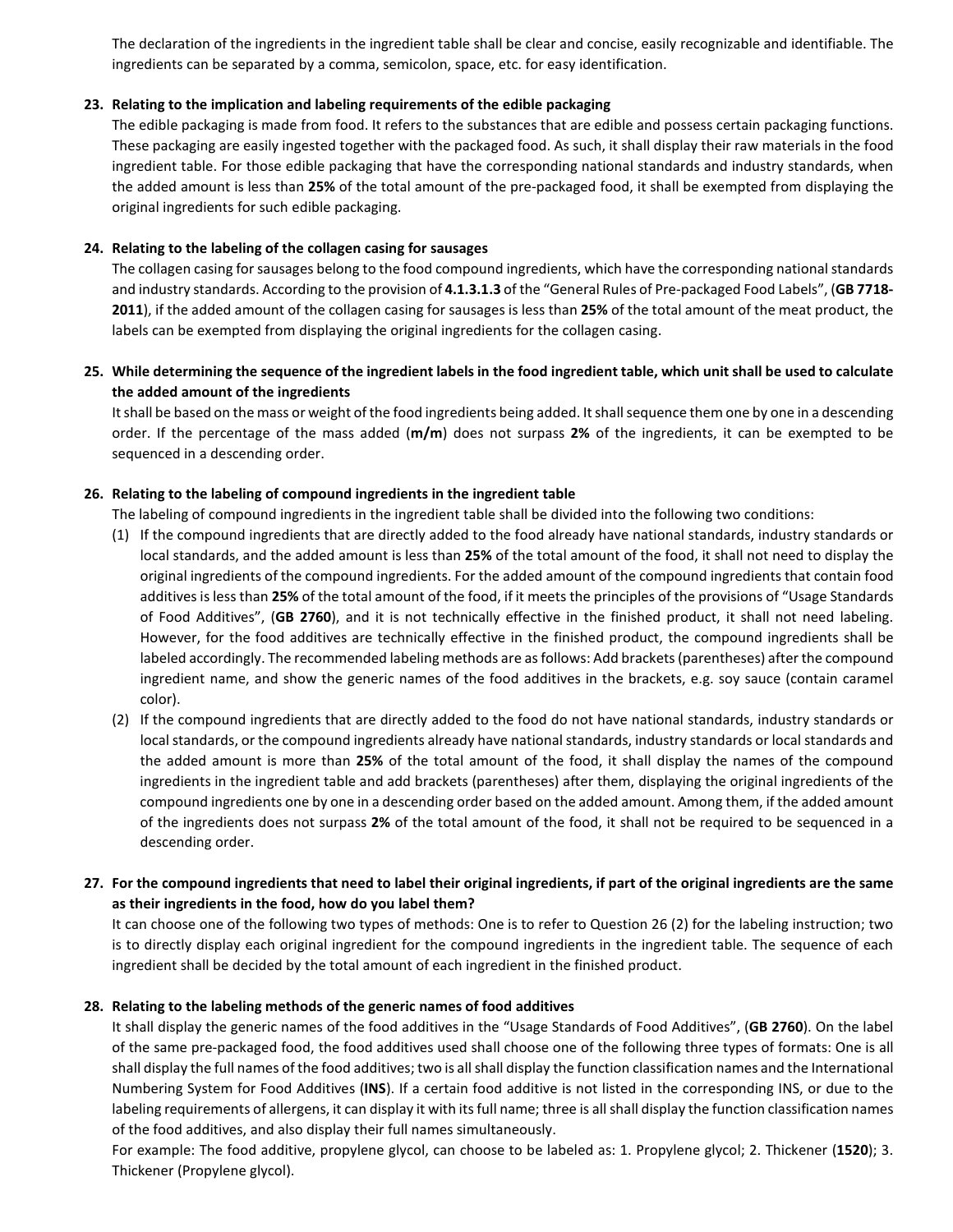The declaration of the ingredients in the ingredient table shall be clear and concise, easily recognizable and identifiable. The ingredients can be separated by a comma, semicolon, space, etc. for easy identification.

23. **Relating to the implication and labeling requirements of the edible packaging**

    The edible packaging is made from food. It refers to the substances that are edible and possess certain packaging functions. These packaging are easily ingested together with the packaged food. As such, it shall display their raw materials in the food ingredient table. For those edible packaging that have the corresponding national standards and industry standards, when the added amount is less than **25%** of the total amount of the pre-packaged food, it shall be exempted from displaying the original ingredients for such edible packaging.

24. **Relating to the labeling of the collagen casing for sausages**

    The collagen casing for sausages belong to the food compound ingredients, which have the corresponding national standards and industry standards. According to the provision of **4.1.3.1.3** of the "General Rules of Pre-packaged Food Labels", (**GB 7718-2011**), if the added amount of the collagen casing for sausages is less than **25%** of the total amount of the meat product, the labels can be exempted from displaying the original ingredients for the collagen casing.

25. **While determining the sequence of the ingredient labels in the food ingredient table, which unit shall be used to calculate the added amount of the ingredients**

    It shall be based on the mass or weight of the food ingredients being added. It shall sequence them one by one in a descending order. If the percentage of the mass added (**m/m**) does not surpass **2%** of the ingredients, it can be exempted to be sequenced in a descending order.

26. **Relating to the labeling of compound ingredients in the ingredient table**

    The labeling of compound ingredients in the ingredient table shall be divided into the following two conditions:

    (1) If the compound ingredients that are directly added to the food already have national standards, industry standards or local standards, and the added amount is less than **25%** of the total amount of the food, it shall not need to display the original ingredients of the compound ingredients. For the added amount of the compound ingredients that contain food additives is less than **25%** of the total amount of the food, if it meets the principles of the provisions of "Usage Standards of Food Additives", (**GB 2760**), and it is not technically effective in the finished product, it shall not need labeling. However, for the food additives are technically effective in the finished product, the compound ingredients shall be labeled accordingly. The recommended labeling methods are as follows: Add brackets (parentheses) after the compound ingredient name, and show the generic names of the food additives in the brackets, e.g. soy sauce (contain caramel color).

    (2) If the compound ingredients that are directly added to the food do not have national standards, industry standards or local standards, or the compound ingredients already have national standards, industry standards or local standards and the added amount is more than **25%** of the total amount of the food, it shall display the names of the compound ingredients in the ingredient table and add brackets (parentheses) after them, displaying the original ingredients of the compound ingredients one by one in a descending order based on the added amount. Among them, if the added amount of the ingredients does not surpass **2%** of the total amount of the food, it shall not be required to be sequenced in a descending order.

27. **For the compound ingredients that need to label their original ingredients, if part of the original ingredients are the same as their ingredients in the food, how do you label them?**

    It can choose one of the following two types of methods: One is to refer to Question 26 (2) for the labeling instruction; two is to directly display each original ingredient for the compound ingredients in the ingredient table. The sequence of each ingredient shall be decided by the total amount of each ingredient in the finished product.

28. **Relating to the labeling methods of the generic names of food additives**

    It shall display the generic names of the food additives in the "Usage Standards of Food Additives", (**GB 2760**). On the label of the same pre-packaged food, the food additives used shall choose one of the following three types of formats: One is all shall display the full names of the food additives; two is all shall display the function classification names and the International Numbering System for Food Additives (**INS**). If a certain food additive is not listed in the corresponding INS, or due to the labeling requirements of allergens, it can display it with its full name; three is all shall display the function classification names of the food additives, and also display their full names simultaneously.

    For example: The food additive, propylene glycol, can choose to be labeled as: 1. Propylene glycol; 2. Thickener (**1520**); 3. Thickener (Propylene glycol).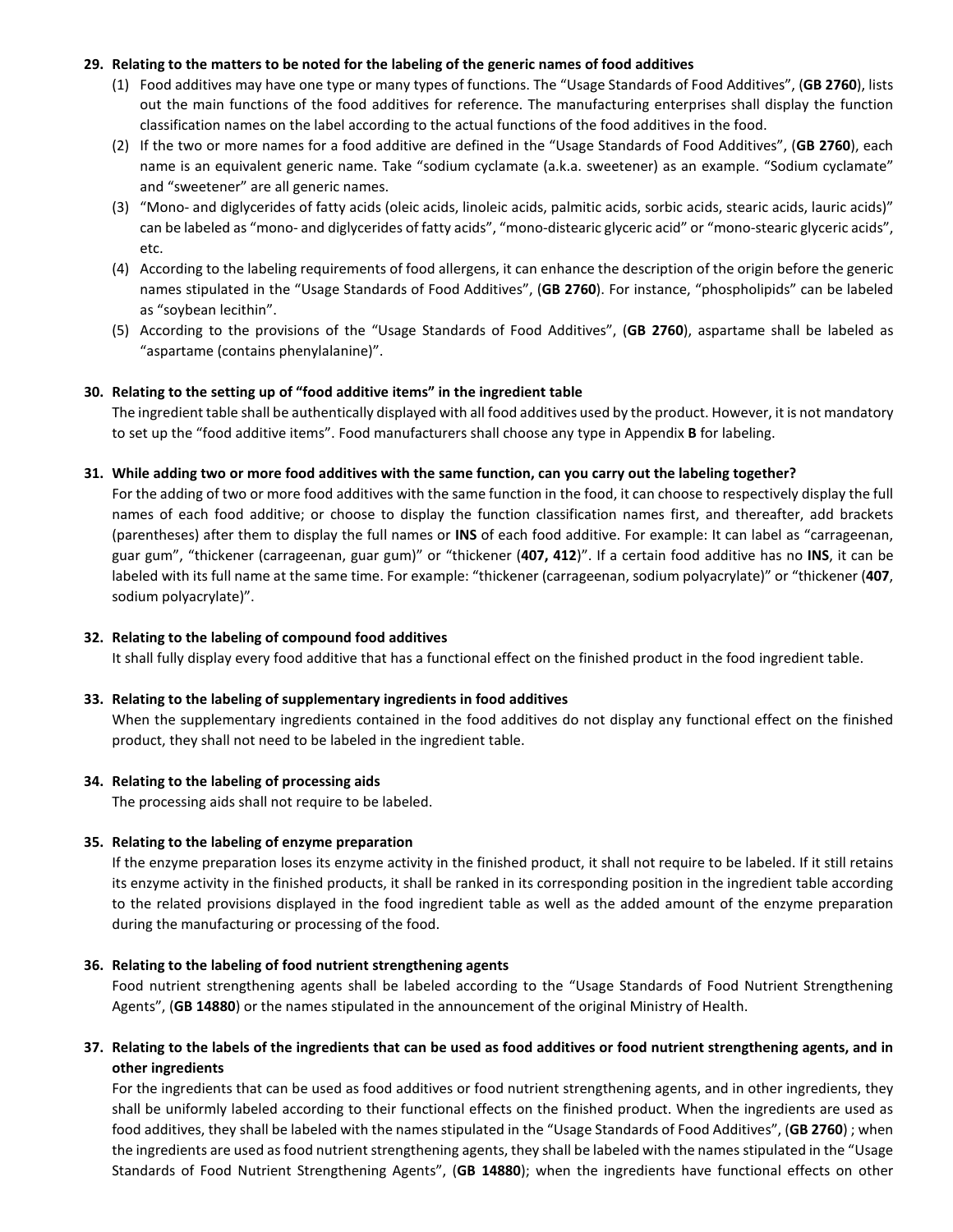**29. Relating to the matters to be noted for the labeling of the generic names of food additives**

(1) Food additives may have one type or many types of functions. The "Usage Standards of Food Additives", (**GB 2760**), lists out the main functions of the food additives for reference. The manufacturing enterprises shall display the function classification names on the label according to the actual functions of the food additives in the food.

(2) If the two or more names for a food additive are defined in the "Usage Standards of Food Additives", (**GB 2760**), each name is an equivalent generic name. Take "sodium cyclamate (a.k.a. sweetener) as an example. "Sodium cyclamate" and "sweetener" are all generic names.

(3) "Mono- and diglycerides of fatty acids (oleic acids, linoleic acids, palmitic acids, sorbic acids, stearic acids, lauric acids)" can be labeled as "mono- and diglycerides of fatty acids", "mono-distearic glyceric acid" or "mono-stearic glyceric acids", etc.

(4) According to the labeling requirements of food allergens, it can enhance the description of the origin before the generic names stipulated in the "Usage Standards of Food Additives", (**GB 2760**). For instance, "phospholipids" can be labeled as "soybean lecithin".

(5) According to the provisions of the "Usage Standards of Food Additives", (**GB 2760**), aspartame shall be labeled as "aspartame (contains phenylalanine)".

**30. Relating to the setting up of "food additive items" in the ingredient table**

The ingredient table shall be authentically displayed with all food additives used by the product. However, it is not mandatory to set up the "food additive items". Food manufacturers shall choose any type in Appendix **B** for labeling.

**31. While adding two or more food additives with the same function, can you carry out the labeling together?**

For the adding of two or more food additives with the same function in the food, it can choose to respectively display the full names of each food additive; or choose to display the function classification names first, and thereafter, add brackets (parentheses) after them to display the full names or **INS** of each food additive. For example: It can label as "carrageenan, guar gum", "thickener (carrageenan, guar gum)" or "thickener (**407, 412**)". If a certain food additive has no **INS**, it can be labeled with its full name at the same time. For example: "thickener (carrageenan, sodium polyacrylate)" or "thickener (**407**, sodium polyacrylate)".

**32. Relating to the labeling of compound food additives**

It shall fully display every food additive that has a functional effect on the finished product in the food ingredient table.

**33. Relating to the labeling of supplementary ingredients in food additives**

When the supplementary ingredients contained in the food additives do not display any functional effect on the finished product, they shall not need to be labeled in the ingredient table.

**34. Relating to the labeling of processing aids**

The processing aids shall not require to be labeled.

**35. Relating to the labeling of enzyme preparation**

If the enzyme preparation loses its enzyme activity in the finished product, it shall not require to be labeled. If it still retains its enzyme activity in the finished products, it shall be ranked in its corresponding position in the ingredient table according to the related provisions displayed in the food ingredient table as well as the added amount of the enzyme preparation during the manufacturing or processing of the food.

**36. Relating to the labeling of food nutrient strengthening agents**

Food nutrient strengthening agents shall be labeled according to the "Usage Standards of Food Nutrient Strengthening Agents", (**GB 14880**) or the names stipulated in the announcement of the original Ministry of Health.

**37. Relating to the labels of the ingredients that can be used as food additives or food nutrient strengthening agents, and in other ingredients**

For the ingredients that can be used as food additives or food nutrient strengthening agents, and in other ingredients, they shall be uniformly labeled according to their functional effects on the finished product. When the ingredients are used as food additives, they shall be labeled with the names stipulated in the "Usage Standards of Food Additives", (**GB 2760**) ; when the ingredients are used as food nutrient strengthening agents, they shall be labeled with the names stipulated in the "Usage Standards of Food Nutrient Strengthening Agents", (**GB 14880**); when the ingredients have functional effects on other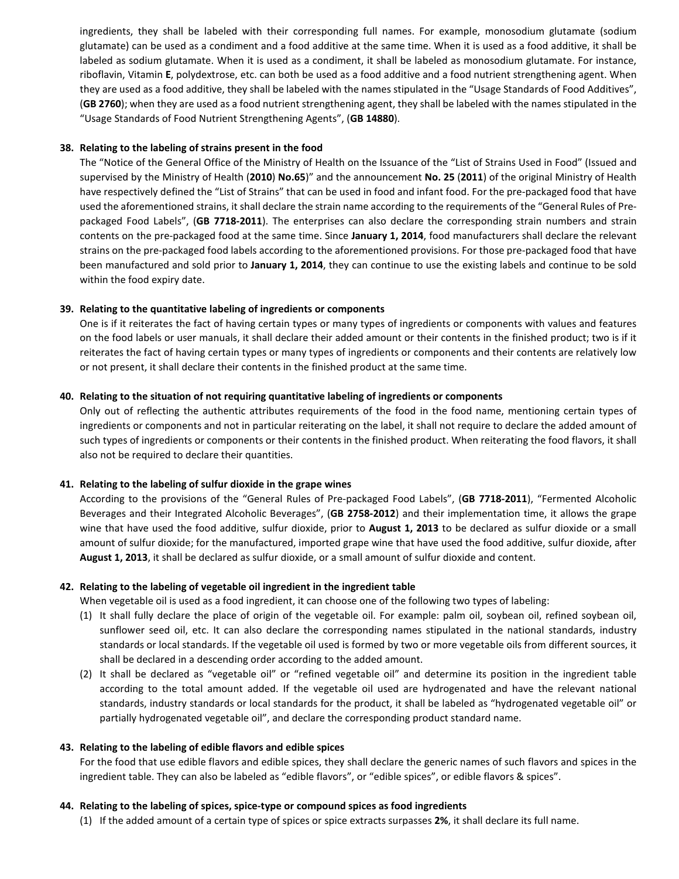ingredients, they shall be labeled with their corresponding full names. For example, monosodium glutamate (sodium glutamate) can be used as a condiment and a food additive at the same time. When it is used as a food additive, it shall be labeled as sodium glutamate. When it is used as a condiment, it shall be labeled as monosodium glutamate. For instance, riboflavin, Vitamin **E**, polydextrose, etc. can both be used as a food additive and a food nutrient strengthening agent. When they are used as a food additive, they shall be labeled with the names stipulated in the "Usage Standards of Food Additives", (**GB 2760**); when they are used as a food nutrient strengthening agent, they shall be labeled with the names stipulated in the "Usage Standards of Food Nutrient Strengthening Agents", (**GB 14880**).

**38. Relating to the labeling of strains present in the food**

The "Notice of the General Office of the Ministry of Health on the Issuance of the "List of Strains Used in Food" (Issued and supervised by the Ministry of Health (**2010**) **No.65**)" and the announcement **No. 25** (**2011**) of the original Ministry of Health have respectively defined the "List of Strains" that can be used in food and infant food. For the pre-packaged food that have used the aforementioned strains, it shall declare the strain name according to the requirements of the "General Rules of Pre-packaged Food Labels", (**GB 7718-2011**). The enterprises can also declare the corresponding strain numbers and strain contents on the pre-packaged food at the same time. Since **January 1, 2014**, food manufacturers shall declare the relevant strains on the pre-packaged food labels according to the aforementioned provisions. For those pre-packaged food that have been manufactured and sold prior to **January 1, 2014**, they can continue to use the existing labels and continue to be sold within the food expiry date.

**39. Relating to the quantitative labeling of ingredients or components**

One is if it reiterates the fact of having certain types or many types of ingredients or components with values and features on the food labels or user manuals, it shall declare their added amount or their contents in the finished product; two is if it reiterates the fact of having certain types or many types of ingredients or components and their contents are relatively low or not present, it shall declare their contents in the finished product at the same time.

**40. Relating to the situation of not requiring quantitative labeling of ingredients or components**

Only out of reflecting the authentic attributes requirements of the food in the food name, mentioning certain types of ingredients or components and not in particular reiterating on the label, it shall not require to declare the added amount of such types of ingredients or components or their contents in the finished product. When reiterating the food flavors, it shall also not be required to declare their quantities.

**41. Relating to the labeling of sulfur dioxide in the grape wines**

According to the provisions of the "General Rules of Pre-packaged Food Labels", (**GB 7718-2011**), "Fermented Alcoholic Beverages and their Integrated Alcoholic Beverages", (**GB 2758-2012**) and their implementation time, it allows the grape wine that have used the food additive, sulfur dioxide, prior to **August 1, 2013** to be declared as sulfur dioxide or a small amount of sulfur dioxide; for the manufactured, imported grape wine that have used the food additive, sulfur dioxide, after **August 1, 2013**, it shall be declared as sulfur dioxide, or a small amount of sulfur dioxide and content.

**42. Relating to the labeling of vegetable oil ingredient in the ingredient table**

When vegetable oil is used as a food ingredient, it can choose one of the following two types of labeling:

(1) It shall fully declare the place of origin of the vegetable oil. For example: palm oil, soybean oil, refined soybean oil, sunflower seed oil, etc. It can also declare the corresponding names stipulated in the national standards, industry standards or local standards. If the vegetable oil used is formed by two or more vegetable oils from different sources, it shall be declared in a descending order according to the added amount.

(2) It shall be declared as "vegetable oil" or "refined vegetable oil" and determine its position in the ingredient table according to the total amount added. If the vegetable oil used are hydrogenated and have the relevant national standards, industry standards or local standards for the product, it shall be labeled as "hydrogenated vegetable oil" or partially hydrogenated vegetable oil", and declare the corresponding product standard name.

**43. Relating to the labeling of edible flavors and edible spices**

For the food that use edible flavors and edible spices, they shall declare the generic names of such flavors and spices in the ingredient table. They can also be labeled as "edible flavors", or "edible spices", or edible flavors & spices".

**44. Relating to the labeling of spices, spice-type or compound spices as food ingredients**

(1) If the added amount of a certain type of spices or spice extracts surpasses **2%**, it shall declare its full name.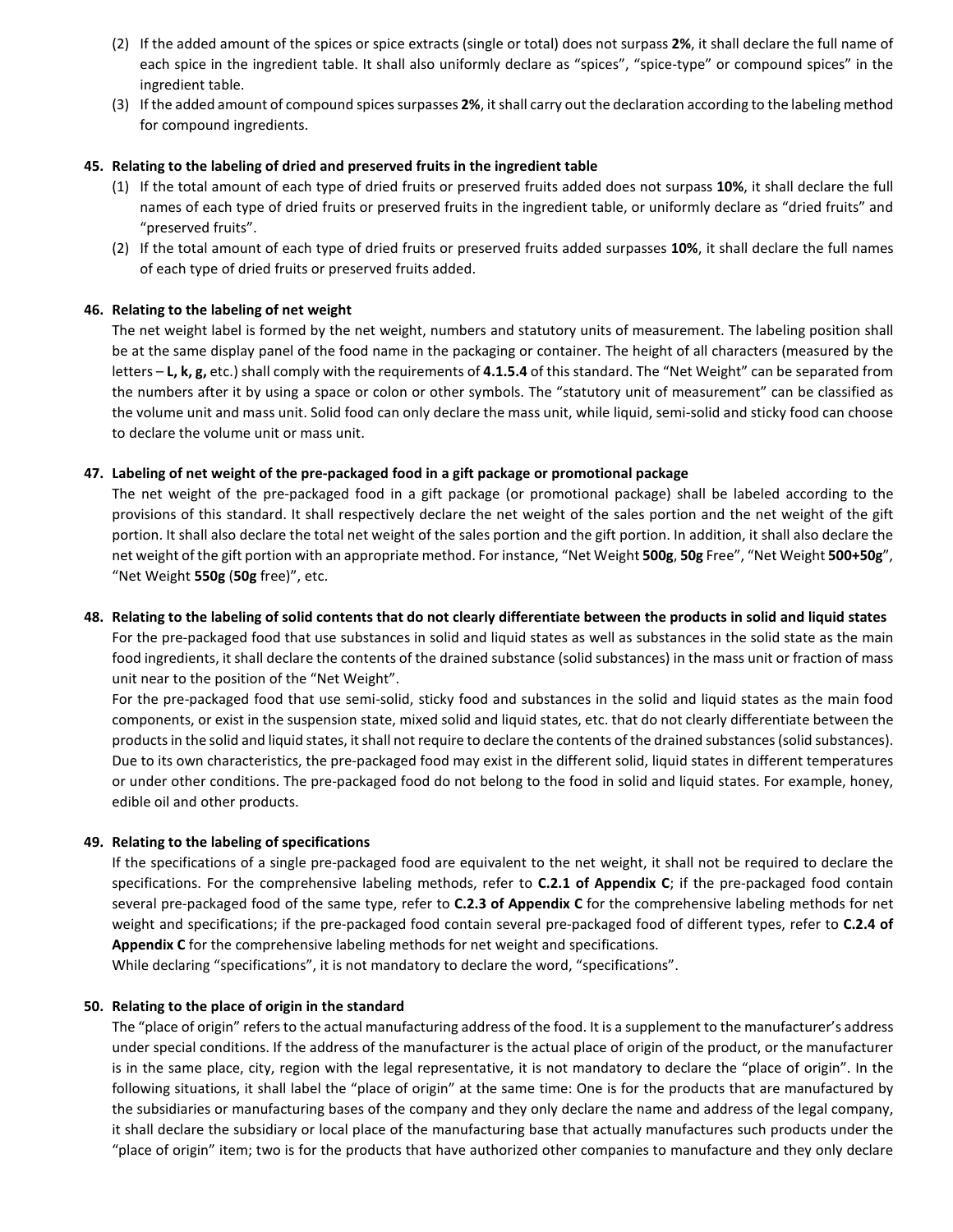(2) If the added amount of the spices or spice extracts (single or total) does not surpass **2%**, it shall declare the full name of each spice in the ingredient table. It shall also uniformly declare as “spices”, “spice-type” or compound spices” in the ingredient table.

(3) If the added amount of compound spices surpasses **2%**, it shall carry out the declaration according to the labeling method for compound ingredients.

**45. Relating to the labeling of dried and preserved fruits in the ingredient table**

(1) If the total amount of each type of dried fruits or preserved fruits added does not surpass **10%**, it shall declare the full names of each type of dried fruits or preserved fruits in the ingredient table, or uniformly declare as “dried fruits” and “preserved fruits”.

(2) If the total amount of each type of dried fruits or preserved fruits added surpasses **10%**, it shall declare the full names of each type of dried fruits or preserved fruits added.

**46. Relating to the labeling of net weight**

The net weight label is formed by the net weight, numbers and statutory units of measurement. The labeling position shall be at the same display panel of the food name in the packaging or container. The height of all characters (measured by the letters – **L, k, g,** etc.) shall comply with the requirements of **4.1.5.4** of this standard. The “Net Weight” can be separated from the numbers after it by using a space or colon or other symbols. The “statutory unit of measurement” can be classified as the volume unit and mass unit. Solid food can only declare the mass unit, while liquid, semi-solid and sticky food can choose to declare the volume unit or mass unit.

**47. Labeling of net weight of the pre-packaged food in a gift package or promotional package**

The net weight of the pre-packaged food in a gift package (or promotional package) shall be labeled according to the provisions of this standard. It shall respectively declare the net weight of the sales portion and the net weight of the gift portion. It shall also declare the total net weight of the sales portion and the gift portion. In addition, it shall also declare the net weight of the gift portion with an appropriate method. For instance, “Net Weight **500g**, **50g** Free”, “Net Weight **500+50g**”, “Net Weight **550g** (**50g** free)”, etc.

**48. Relating to the labeling of solid contents that do not clearly differentiate between the products in solid and liquid states**

For the pre-packaged food that use substances in solid and liquid states as well as substances in the solid state as the main food ingredients, it shall declare the contents of the drained substance (solid substances) in the mass unit or fraction of mass unit near to the position of the “Net Weight”.

For the pre-packaged food that use semi-solid, sticky food and substances in the solid and liquid states as the main food components, or exist in the suspension state, mixed solid and liquid states, etc. that do not clearly differentiate between the products in the solid and liquid states, it shall not require to declare the contents of the drained substances (solid substances). Due to its own characteristics, the pre-packaged food may exist in the different solid, liquid states in different temperatures or under other conditions. The pre-packaged food do not belong to the food in solid and liquid states. For example, honey, edible oil and other products.

**49. Relating to the labeling of specifications**

If the specifications of a single pre-packaged food are equivalent to the net weight, it shall not be required to declare the specifications. For the comprehensive labeling methods, refer to **C.2.1 of Appendix C**; if the pre-packaged food contain several pre-packaged food of the same type, refer to **C.2.3 of Appendix C** for the comprehensive labeling methods for net weight and specifications; if the pre-packaged food contain several pre-packaged food of different types, refer to **C.2.4 of Appendix C** for the comprehensive labeling methods for net weight and specifications.

While declaring “specifications”, it is not mandatory to declare the word, “specifications”.

**50. Relating to the place of origin in the standard**

The “place of origin” refers to the actual manufacturing address of the food. It is a supplement to the manufacturer’s address under special conditions. If the address of the manufacturer is the actual place of origin of the product, or the manufacturer is in the same place, city, region with the legal representative, it is not mandatory to declare the “place of origin”. In the following situations, it shall label the “place of origin” at the same time: One is for the products that are manufactured by the subsidiaries or manufacturing bases of the company and they only declare the name and address of the legal company, it shall declare the subsidiary or local place of the manufacturing base that actually manufactures such products under the “place of origin” item; two is for the products that have authorized other companies to manufacture and they only declare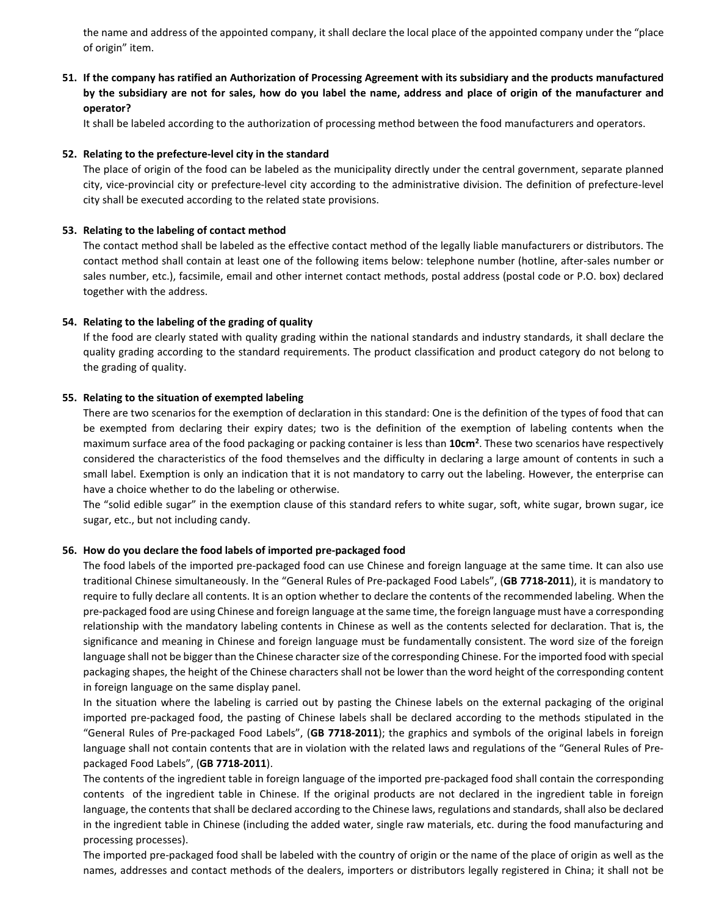the name and address of the appointed company, it shall declare the local place of the appointed company under the "place of origin" item.

**51. If the company has ratified an Authorization of Processing Agreement with its subsidiary and the products manufactured by the subsidiary are not for sales, how do you label the name, address and place of origin of the manufacturer and operator?**

It shall be labeled according to the authorization of processing method between the food manufacturers and operators.

**52. Relating to the prefecture-level city in the standard**

The place of origin of the food can be labeled as the municipality directly under the central government, separate planned city, vice-provincial city or prefecture-level city according to the administrative division. The definition of prefecture-level city shall be executed according to the related state provisions.

**53. Relating to the labeling of contact method**

The contact method shall be labeled as the effective contact method of the legally liable manufacturers or distributors. The contact method shall contain at least one of the following items below: telephone number (hotline, after-sales number or sales number, etc.), facsimile, email and other internet contact methods, postal address (postal code or P.O. box) declared together with the address.

**54. Relating to the labeling of the grading of quality**

If the food are clearly stated with quality grading within the national standards and industry standards, it shall declare the quality grading according to the standard requirements. The product classification and product category do not belong to the grading of quality.

**55. Relating to the situation of exempted labeling**

There are two scenarios for the exemption of declaration in this standard: One is the definition of the types of food that can be exempted from declaring their expiry dates; two is the definition of the exemption of labeling contents when the maximum surface area of the food packaging or packing container is less than **10cm²**. These two scenarios have respectively considered the characteristics of the food themselves and the difficulty in declaring a large amount of contents in such a small label. Exemption is only an indication that it is not mandatory to carry out the labeling. However, the enterprise can have a choice whether to do the labeling or otherwise.

The "solid edible sugar" in the exemption clause of this standard refers to white sugar, soft, white sugar, brown sugar, ice sugar, etc., but not including candy.

**56. How do you declare the food labels of imported pre-packaged food**

The food labels of the imported pre-packaged food can use Chinese and foreign language at the same time. It can also use traditional Chinese simultaneously. In the "General Rules of Pre-packaged Food Labels", (**GB 7718-2011**), it is mandatory to require to fully declare all contents. It is an option whether to declare the contents of the recommended labeling. When the pre-packaged food are using Chinese and foreign language at the same time, the foreign language must have a corresponding relationship with the mandatory labeling contents in Chinese as well as the contents selected for declaration. That is, the significance and meaning in Chinese and foreign language must be fundamentally consistent. The word size of the foreign language shall not be bigger than the Chinese character size of the corresponding Chinese. For the imported food with special packaging shapes, the height of the Chinese characters shall not be lower than the word height of the corresponding content in foreign language on the same display panel.

In the situation where the labeling is carried out by pasting the Chinese labels on the external packaging of the original imported pre-packaged food, the pasting of Chinese labels shall be declared according to the methods stipulated in the "General Rules of Pre-packaged Food Labels", (**GB 7718-2011**); the graphics and symbols of the original labels in foreign language shall not contain contents that are in violation with the related laws and regulations of the "General Rules of Pre-packaged Food Labels", (**GB 7718-2011**).

The contents of the ingredient table in foreign language of the imported pre-packaged food shall contain the corresponding contents of the ingredient table in Chinese. If the original products are not declared in the ingredient table in foreign language, the contents that shall be declared according to the Chinese laws, regulations and standards, shall also be declared in the ingredient table in Chinese (including the added water, single raw materials, etc. during the food manufacturing and processing processes).

The imported pre-packaged food shall be labeled with the country of origin or the name of the place of origin as well as the names, addresses and contact methods of the dealers, importers or distributors legally registered in China; it shall not be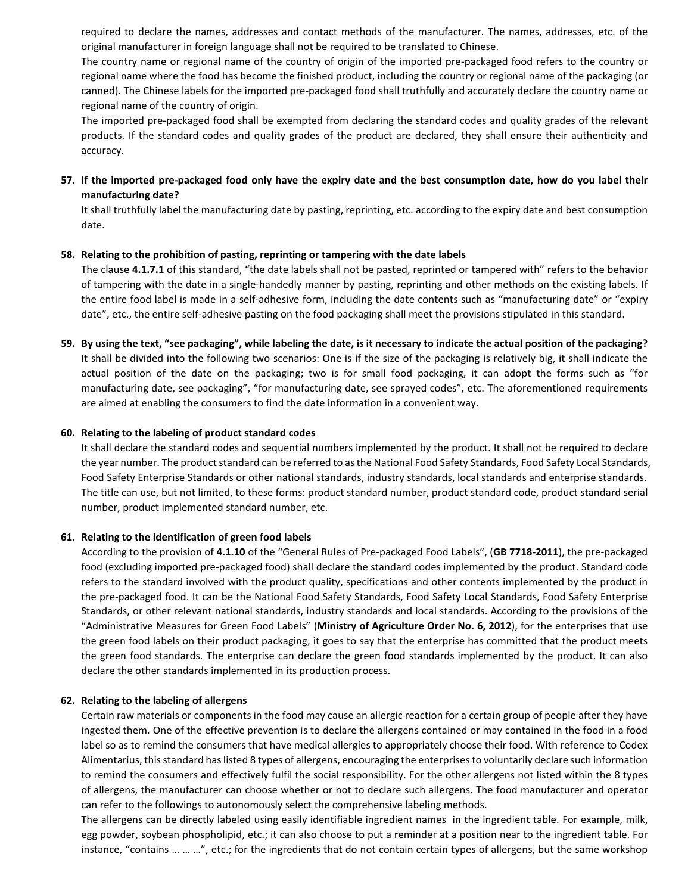required to declare the names, addresses and contact methods of the manufacturer. The names, addresses, etc. of the original manufacturer in foreign language shall not be required to be translated to Chinese.

The country name or regional name of the country of origin of the imported pre-packaged food refers to the country or regional name where the food has become the finished product, including the country or regional name of the packaging (or canned). The Chinese labels for the imported pre-packaged food shall truthfully and accurately declare the country name or regional name of the country of origin.

The imported pre-packaged food shall be exempted from declaring the standard codes and quality grades of the relevant products. If the standard codes and quality grades of the product are declared, they shall ensure their authenticity and accuracy.

**57. If the imported pre-packaged food only have the expiry date and the best consumption date, how do you label their manufacturing date?**

It shall truthfully label the manufacturing date by pasting, reprinting, etc. according to the expiry date and best consumption date.

**58. Relating to the prohibition of pasting, reprinting or tampering with the date labels**

The clause **4.1.7.1** of this standard, "the date labels shall not be pasted, reprinted or tampered with" refers to the behavior of tampering with the date in a single-handedly manner by pasting, reprinting and other methods on the existing labels. If the entire food label is made in a self-adhesive form, including the date contents such as "manufacturing date" or "expiry date", etc., the entire self-adhesive pasting on the food packaging shall meet the provisions stipulated in this standard.

**59. By using the text, "see packaging", while labeling the date, is it necessary to indicate the actual position of the packaging?**

It shall be divided into the following two scenarios: One is if the size of the packaging is relatively big, it shall indicate the actual position of the date on the packaging; two is for small food packaging, it can adopt the forms such as "for manufacturing date, see packaging", "for manufacturing date, see sprayed codes", etc. The aforementioned requirements are aimed at enabling the consumers to find the date information in a convenient way.

**60. Relating to the labeling of product standard codes**

It shall declare the standard codes and sequential numbers implemented by the product. It shall not be required to declare the year number. The product standard can be referred to as the National Food Safety Standards, Food Safety Local Standards, Food Safety Enterprise Standards or other national standards, industry standards, local standards and enterprise standards. The title can use, but not limited, to these forms: product standard number, product standard code, product standard serial number, product implemented standard number, etc.

**61. Relating to the identification of green food labels**

According to the provision of **4.1.10** of the "General Rules of Pre-packaged Food Labels", (**GB 7718-2011**), the pre-packaged food (excluding imported pre-packaged food) shall declare the standard codes implemented by the product. Standard code refers to the standard involved with the product quality, specifications and other contents implemented by the product in the pre-packaged food. It can be the National Food Safety Standards, Food Safety Local Standards, Food Safety Enterprise Standards, or other relevant national standards, industry standards and local standards. According to the provisions of the "Administrative Measures for Green Food Labels" (**Ministry of Agriculture Order No. 6, 2012**), for the enterprises that use the green food labels on their product packaging, it goes to say that the enterprise has committed that the product meets the green food standards. The enterprise can declare the green food standards implemented by the product. It can also declare the other standards implemented in its production process.

**62. Relating to the labeling of allergens**

Certain raw materials or components in the food may cause an allergic reaction for a certain group of people after they have ingested them. One of the effective prevention is to declare the allergens contained or may contained in the food in a food label so as to remind the consumers that have medical allergies to appropriately choose their food. With reference to Codex Alimentarius, this standard has listed 8 types of allergens, encouraging the enterprises to voluntarily declare such information to remind the consumers and effectively fulfil the social responsibility. For the other allergens not listed within the 8 types of allergens, the manufacturer can choose whether or not to declare such allergens. The food manufacturer and operator can refer to the followings to autonomously select the comprehensive labeling methods.

The allergens can be directly labeled using easily identifiable ingredient names in the ingredient table. For example, milk, egg powder, soybean phospholipid, etc.; it can also choose to put a reminder at a position near to the ingredient table. For instance, "contains … … …", etc.; for the ingredients that do not contain certain types of allergens, but the same workshop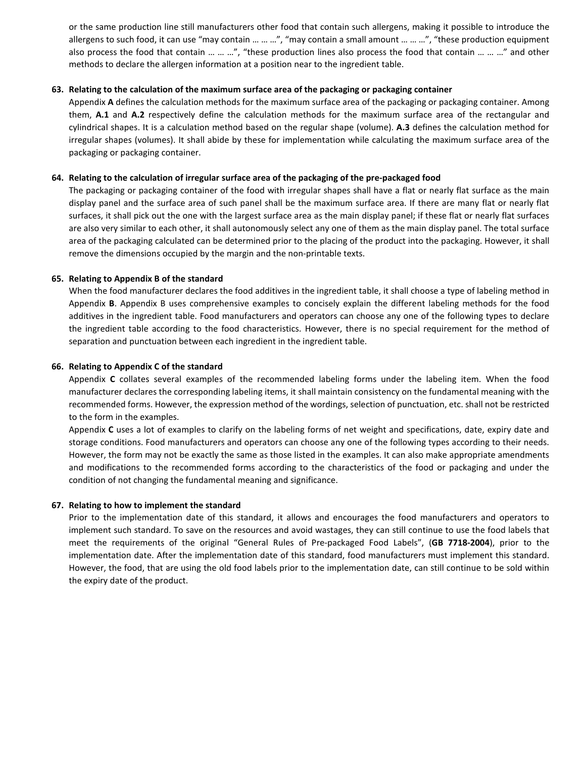or the same production line still manufacturers other food that contain such allergens, making it possible to introduce the allergens to such food, it can use “may contain … … …”, “may contain a small amount … … …”, “these production equipment also process the food that contain … … …”, “these production lines also process the food that contain … … …” and other methods to declare the allergen information at a position near to the ingredient table.

**63. Relating to the calculation of the maximum surface area of the packaging or packaging container**

Appendix **A** defines the calculation methods for the maximum surface area of the packaging or packaging container. Among them, **A.1** and **A.2** respectively define the calculation methods for the maximum surface area of the rectangular and cylindrical shapes. It is a calculation method based on the regular shape (volume). **A.3** defines the calculation method for irregular shapes (volumes). It shall abide by these for implementation while calculating the maximum surface area of the packaging or packaging container.

**64. Relating to the calculation of irregular surface area of the packaging of the pre-packaged food**

The packaging or packaging container of the food with irregular shapes shall have a flat or nearly flat surface as the main display panel and the surface area of such panel shall be the maximum surface area. If there are many flat or nearly flat surfaces, it shall pick out the one with the largest surface area as the main display panel; if these flat or nearly flat surfaces are also very similar to each other, it shall autonomously select any one of them as the main display panel. The total surface area of the packaging calculated can be determined prior to the placing of the product into the packaging. However, it shall remove the dimensions occupied by the margin and the non-printable texts.

**65. Relating to Appendix B of the standard**

When the food manufacturer declares the food additives in the ingredient table, it shall choose a type of labeling method in Appendix **B**. Appendix B uses comprehensive examples to concisely explain the different labeling methods for the food additives in the ingredient table. Food manufacturers and operators can choose any one of the following types to declare the ingredient table according to the food characteristics. However, there is no special requirement for the method of separation and punctuation between each ingredient in the ingredient table.

**66. Relating to Appendix C of the standard**

Appendix **C** collates several examples of the recommended labeling forms under the labeling item. When the food manufacturer declares the corresponding labeling items, it shall maintain consistency on the fundamental meaning with the recommended forms. However, the expression method of the wordings, selection of punctuation, etc. shall not be restricted to the form in the examples.

Appendix **C** uses a lot of examples to clarify on the labeling forms of net weight and specifications, date, expiry date and storage conditions. Food manufacturers and operators can choose any one of the following types according to their needs. However, the form may not be exactly the same as those listed in the examples. It can also make appropriate amendments and modifications to the recommended forms according to the characteristics of the food or packaging and under the condition of not changing the fundamental meaning and significance.

**67. Relating to how to implement the standard**

Prior to the implementation date of this standard, it allows and encourages the food manufacturers and operators to implement such standard. To save on the resources and avoid wastages, they can still continue to use the food labels that meet the requirements of the original “General Rules of Pre-packaged Food Labels”, (**GB 7718-2004**), prior to the implementation date. After the implementation date of this standard, food manufacturers must implement this standard. However, the food, that are using the old food labels prior to the implementation date, can still continue to be sold within the expiry date of the product.